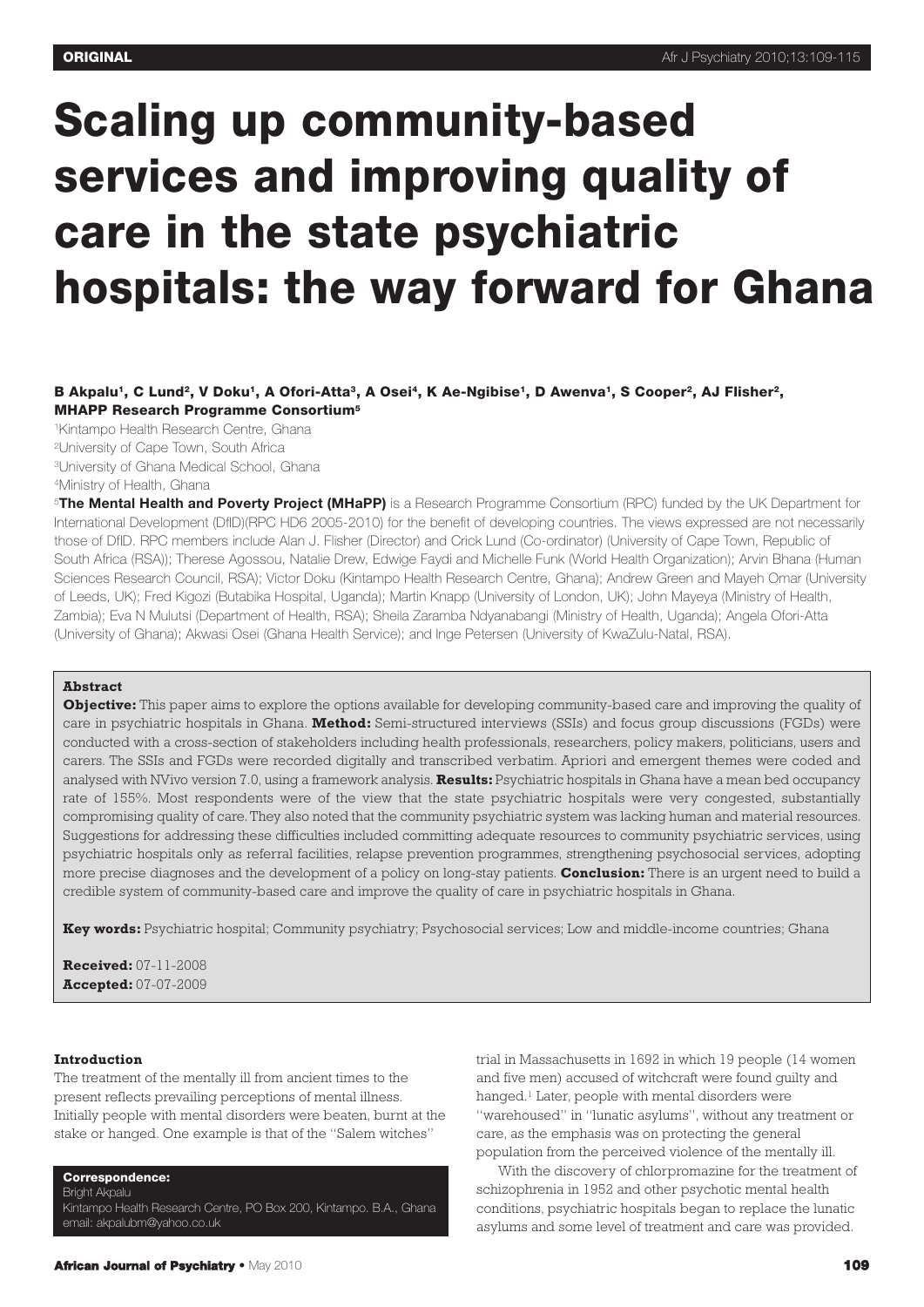ORIGINAL

# Scaling up community-based services and improving quality of care in the state psychiatric hospitals: the way forward for Ghana

**B Akpalu[1], C Lund[2], V Doku[1], A Ofori-Atta[3], A Osei[4], K Ae-Ngibise[1], D Awenva[1], S Cooper[2], AJ Flisher[2], MHAPP Research Programme Consortium[5]**

[1]Kintampo Health Research Centre, Ghana
[2]University of Cape Town, South Africa
[3]University of Ghana Medical School, Ghana
[4]Ministry of Health, Ghana
[5]**The Mental Health and Poverty Project (MHaPP)** is a Research Programme Consortium (RPC) funded by the UK Department for International Development (DfID)(RPC HD6 2005-2010) for the benefit of developing countries. The views expressed are not necessarily those of DfID. RPC members include Alan J. Flisher (Director) and Crick Lund (Co-ordinator) (University of Cape Town, Republic of South Africa (RSA)); Therese Agossou, Natalie Drew, Edwige Faydi and Michelle Funk (World Health Organization); Arvin Bhana (Human Sciences Research Council, RSA); Victor Doku (Kintampo Health Research Centre, Ghana); Andrew Green and Mayeh Omar (University of Leeds, UK); Fred Kigozi (Butabika Hospital, Uganda); Martin Knapp (University of London, UK); John Mayeya (Ministry of Health, Zambia); Eva N Mulutsi (Department of Health, RSA); Sheila Zaramba Ndyanabangi (Ministry of Health, Uganda); Angela Ofori-Atta (University of Ghana); Akwasi Osei (Ghana Health Service); and Inge Petersen (University of KwaZulu-Natal, RSA).

**Abstract**

**Objective:** This paper aims to explore the options available for developing community-based care and improving the quality of care in psychiatric hospitals in Ghana. **Method:** Semi-structured interviews (SSIs) and focus group discussions (FGDs) were conducted with a cross-section of stakeholders including health professionals, researchers, policy makers, politicians, users and carers. The SSIs and FGDs were recorded digitally and transcribed verbatim. Apriori and emergent themes were coded and analysed with NVivo version 7.0, using a framework analysis. **Results:** Psychiatric hospitals in Ghana have a mean bed occupancy rate of 155%. Most respondents were of the view that the state psychiatric hospitals were very congested, substantially compromising quality of care. They also noted that the community psychiatric system was lacking human and material resources. Suggestions for addressing these difficulties included committing adequate resources to community psychiatric services, using psychiatric hospitals only as referral facilities, relapse prevention programmes, strengthening psychosocial services, adopting more precise diagnoses and the development of a policy on long-stay patients. **Conclusion:** There is an urgent need to build a credible system of community-based care and improve the quality of care in psychiatric hospitals in Ghana.

**Key words:** Psychiatric hospital; Community psychiatry; Psychosocial services; Low and middle-income countries; Ghana

**Received:** 07-11-2008
**Accepted:** 07-07-2009

**Correspondence:**
Bright Akpalu
Kintampo Health Research Centre, PO Box 200, Kintampo. B.A., Ghana
email: akpalubm@yahoo.co.uk

#### Introduction

The treatment of the mentally ill from ancient times to the present reflects prevailing perceptions of mental illness. Initially people with mental disorders were beaten, burnt at the stake or hanged. One example is that of the "Salem witches" trial in Massachusetts in 1692 in which 19 people (14 women and five men) accused of witchcraft were found guilty and hanged.[1] Later, people with mental disorders were "warehoused" in "lunatic asylums", without any treatment or care, as the emphasis was on protecting the general population from the perceived violence of the mentally ill.

With the discovery of chlorpromazine for the treatment of schizophrenia in 1952 and other psychotic mental health conditions, psychiatric hospitals began to replace the lunatic asylums and some level of treatment and care was provided.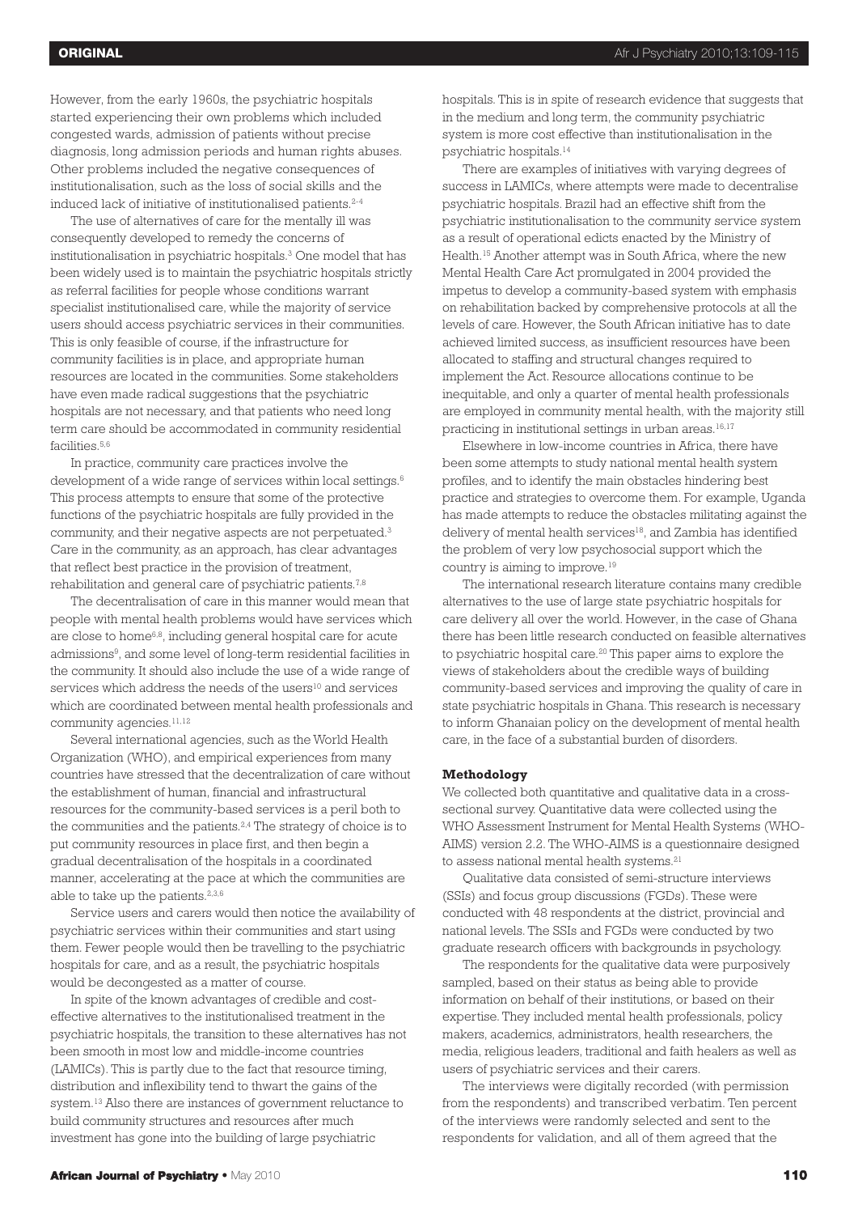However, from the early 1960s, the psychiatric hospitals started experiencing their own problems which included congested wards, admission of patients without precise diagnosis, long admission periods and human rights abuses. Other problems included the negative consequences of institutionalisation, such as the loss of social skills and the induced lack of initiative of institutionalised patients.[2-4]

The use of alternatives of care for the mentally ill was consequently developed to remedy the concerns of institutionalisation in psychiatric hospitals.[3] One model that has been widely used is to maintain the psychiatric hospitals strictly as referral facilities for people whose conditions warrant specialist institutionalised care, while the majority of service users should access psychiatric services in their communities. This is only feasible of course, if the infrastructure for community facilities is in place, and appropriate human resources are located in the communities. Some stakeholders have even made radical suggestions that the psychiatric hospitals are not necessary, and that patients who need long term care should be accommodated in community residential facilities.[5,6]

In practice, community care practices involve the development of a wide range of services within local settings.[6] This process attempts to ensure that some of the protective functions of the psychiatric hospitals are fully provided in the community, and their negative aspects are not perpetuated.[3] Care in the community, as an approach, has clear advantages that reflect best practice in the provision of treatment, rehabilitation and general care of psychiatric patients.[7,8]

The decentralisation of care in this manner would mean that people with mental health problems would have services which are close to home[6,8], including general hospital care for acute admissions[9], and some level of long-term residential facilities in the community. It should also include the use of a wide range of services which address the needs of the users[10] and services which are coordinated between mental health professionals and community agencies.[11,12]

Several international agencies, such as the World Health Organization (WHO), and empirical experiences from many countries have stressed that the decentralization of care without the establishment of human, financial and infrastructural resources for the community-based services is a peril both to the communities and the patients.[2,4] The strategy of choice is to put community resources in place first, and then begin a gradual decentralisation of the hospitals in a coordinated manner, accelerating at the pace at which the communities are able to take up the patients.[2,3,6]

Service users and carers would then notice the availability of psychiatric services within their communities and start using them. Fewer people would then be travelling to the psychiatric hospitals for care, and as a result, the psychiatric hospitals would be decongested as a matter of course.

In spite of the known advantages of credible and cost-effective alternatives to the institutionalised treatment in the psychiatric hospitals, the transition to these alternatives has not been smooth in most low and middle-income countries (LAMICs). This is partly due to the fact that resource timing, distribution and inflexibility tend to thwart the gains of the system.[13] Also there are instances of government reluctance to build community structures and resources after much investment has gone into the building of large psychiatric hospitals. This is in spite of research evidence that suggests that in the medium and long term, the community psychiatric system is more cost effective than institutionalisation in the psychiatric hospitals.[14]

There are examples of initiatives with varying degrees of success in LAMICs, where attempts were made to decentralise psychiatric hospitals. Brazil had an effective shift from the psychiatric institutionalisation to the community service system as a result of operational edicts enacted by the Ministry of Health.[15] Another attempt was in South Africa, where the new Mental Health Care Act promulgated in 2004 provided the impetus to develop a community-based system with emphasis on rehabilitation backed by comprehensive protocols at all the levels of care. However, the South African initiative has to date achieved limited success, as insufficient resources have been allocated to staffing and structural changes required to implement the Act. Resource allocations continue to be inequitable, and only a quarter of mental health professionals are employed in community mental health, with the majority still practicing in institutional settings in urban areas.[16,17]

Elsewhere in low-income countries in Africa, there have been some attempts to study national mental health system profiles, and to identify the main obstacles hindering best practice and strategies to overcome them. For example, Uganda has made attempts to reduce the obstacles militating against the delivery of mental health services[18], and Zambia has identified the problem of very low psychosocial support which the country is aiming to improve.[19]

The international research literature contains many credible alternatives to the use of large state psychiatric hospitals for care delivery all over the world. However, in the case of Ghana there has been little research conducted on feasible alternatives to psychiatric hospital care.[20] This paper aims to explore the views of stakeholders about the credible ways of building community-based services and improving the quality of care in state psychiatric hospitals in Ghana. This research is necessary to inform Ghanaian policy on the development of mental health care, in the face of a substantial burden of disorders.

## Methodology

We collected both quantitative and qualitative data in a cross-sectional survey. Quantitative data were collected using the WHO Assessment Instrument for Mental Health Systems (WHO-AIMS) version 2.2. The WHO-AIMS is a questionnaire designed to assess national mental health systems.[21]

Qualitative data consisted of semi-structure interviews (SSIs) and focus group discussions (FGDs). These were conducted with 48 respondents at the district, provincial and national levels. The SSIs and FGDs were conducted by two graduate research officers with backgrounds in psychology.

The respondents for the qualitative data were purposively sampled, based on their status as being able to provide information on behalf of their institutions, or based on their expertise. They included mental health professionals, policy makers, academics, administrators, health researchers, the media, religious leaders, traditional and faith healers as well as users of psychiatric services and their carers.

The interviews were digitally recorded (with permission from the respondents) and transcribed verbatim. Ten percent of the interviews were randomly selected and sent to the respondents for validation, and all of them agreed that the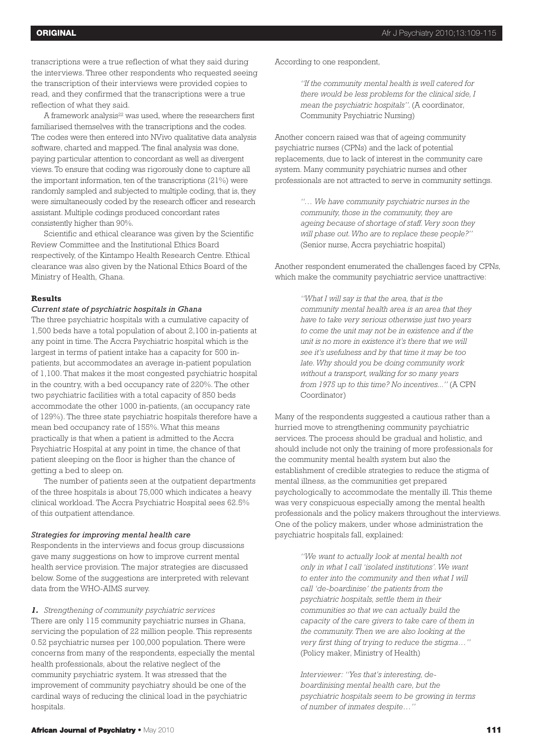transcriptions were a true reflection of what they said during the interviews. Three other respondents who requested seeing the transcription of their interviews were provided copies to read, and they confirmed that the transcriptions were a true reflection of what they said.

A framework analysis[22] was used, where the researchers first familiarised themselves with the transcriptions and the codes. The codes were then entered into NVivo qualitative data analysis software, charted and mapped. The final analysis was done, paying particular attention to concordant as well as divergent views. To ensure that coding was rigorously done to capture all the important information, ten of the transcriptions (21%) were randomly sampled and subjected to multiple coding, that is, they were simultaneously coded by the research officer and research assistant. Multiple codings produced concordant rates consistently higher than 90%.

Scientific and ethical clearance was given by the Scientific Review Committee and the Institutional Ethics Board respectively, of the Kintampo Health Research Centre. Ethical clearance was also given by the National Ethics Board of the Ministry of Health, Ghana.

## Results

### *Current state of psychiatric hospitals in Ghana*

The three psychiatric hospitals with a cumulative capacity of 1,500 beds have a total population of about 2,100 in-patients at any point in time. The Accra Psychiatric hospital which is the largest in terms of patient intake has a capacity for 500 in-patients, but accommodates an average in-patient population of 1,100. That makes it the most congested psychiatric hospital in the country, with a bed occupancy rate of 220%. The other two psychiatric facilities with a total capacity of 850 beds accommodate the other 1000 in-patients, (an occupancy rate of 129%). The three state psychiatric hospitals therefore have a mean bed occupancy rate of 155%. What this means practically is that when a patient is admitted to the Accra Psychiatric Hospital at any point in time, the chance of that patient sleeping on the floor is higher than the chance of getting a bed to sleep on.

The number of patients seen at the outpatient departments of the three hospitals is about 75,000 which indicates a heavy clinical workload. The Accra Psychiatric Hospital sees 62.5% of this outpatient attendance.

### *Strategies for improving mental health care*

Respondents in the interviews and focus group discussions gave many suggestions on how to improve current mental health service provision. The major strategies are discussed below. Some of the suggestions are interpreted with relevant data from the WHO-AIMS survey.

***1.*** *Strengthening of community psychiatric services*

There are only 115 community psychiatric nurses in Ghana, servicing the population of 22 million people. This represents 0.52 psychiatric nurses per 100,000 population. There were concerns from many of the respondents, especially the mental health professionals, about the relative neglect of the community psychiatric system. It was stressed that the improvement of community psychiatry should be one of the cardinal ways of reducing the clinical load in the psychiatric hospitals.

According to one respondent,

> *''If the community mental health is well catered for there would be less problems for the clinical side, I mean the psychiatric hospitals''.* (A coordinator, Community Psychiatric Nursing)

Another concern raised was that of ageing community psychiatric nurses (CPNs) and the lack of potential replacements, due to lack of interest in the community care system. Many community psychiatric nurses and other professionals are not attracted to serve in community settings.

> *''… We have community psychiatric nurses in the community, those in the community, they are ageing because of shortage of staff. Very soon they will phase out. Who are to replace these people?''* (Senior nurse, Accra psychiatric hospital)

Another respondent enumerated the challenges faced by CPNs, which make the community psychiatric service unattractive:

> *''What I will say is that the area, that is the community mental health area is an area that they have to take very serious otherwise just two years to come the unit may not be in existence and if the unit is no more in existence it's there that we will see it's usefulness and by that time it may be too late. Why should you be doing community work without a transport, walking for so many years from 1975 up to this time? No incentives...''* (A CPN Coordinator)

Many of the respondents suggested a cautious rather than a hurried move to strengthening community psychiatric services. The process should be gradual and holistic, and should include not only the training of more professionals for the community mental health system but also the establishment of credible strategies to reduce the stigma of mental illness, as the communities get prepared psychologically to accommodate the mentally ill. This theme was very conspicuous especially among the mental health professionals and the policy makers throughout the interviews. One of the policy makers, under whose administration the psychiatric hospitals fall, explained:

> *''We want to actually look at mental health not only in what I call 'isolated institutions'. We want to enter into the community and then what I will call 'de-boardinise' the patients from the psychiatric hospitals, settle them in their communities so that we can actually build the capacity of the care givers to take care of them in the community. Then we are also looking at the very first thing of trying to reduce the stigma…''* (Policy maker, Ministry of Health)
>
> *Interviewer: ''Yes that's interesting, de-boardinising mental health care, but the psychiatric hospitals seem to be growing in terms of number of inmates despite…''*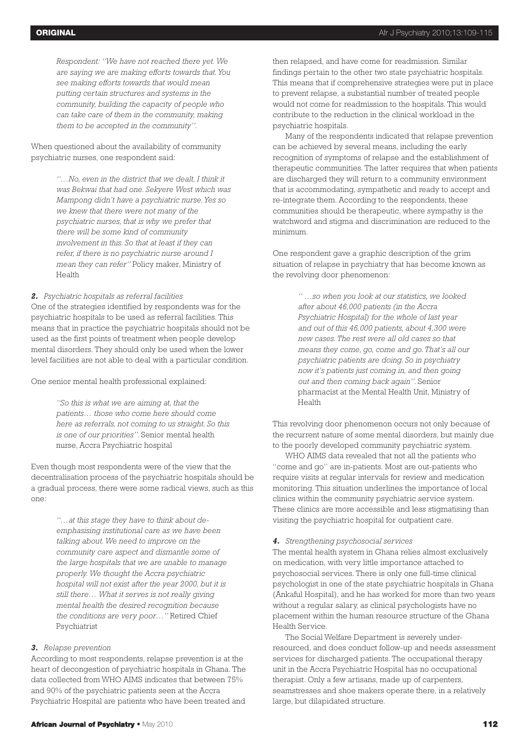*Respondent: ''We have not reached there yet. We are saying we are making efforts towards that. You see making efforts towards that would mean putting certain structures and systems in the community, building the capacity of people who can take care of them in the community, making them to be accepted in the community''.*

When questioned about the availability of community psychiatric nurses, one respondent said:

> *''…No, even in the district that we dealt, I think it was Bekwai that had one. Sekyere West which was Mampong didn't have a psychiatric nurse. Yes so we knew that there were not many of the psychiatric nurses, that is why we prefer that there will be some kind of community involvement in this. So that at least if they can refer, if there is no psychiatric nurse around I mean they can refer''* Policy maker, Ministry of Health

***2.*** *Psychiatric hospitals as referral facilities*

One of the strategies identified by respondents was for the psychiatric hospitals to be used as referral facilities. This means that in practice the psychiatric hospitals should not be used as the first points of treatment when people develop mental disorders. They should only be used when the lower level facilities are not able to deal with a particular condition.

One senior mental health professional explained:

> *''So this is what we are aiming at, that the patients… those who come here should come here as referrals, not coming to us straight. So this is one of our priorities''.* Senior mental health nurse, Accra Psychiatric hospital

Even though most respondents were of the view that the decentralisation process of the psychiatric hospitals should be a gradual process, there were some radical views, such as this one:

> *''…at this stage they have to think about de-emphasising institutional care as we have been talking about. We need to improve on the community care aspect and dismantle some of the large hospitals that we are unable to manage properly. We thought the Accra psychiatric hospital will not exist after the year 2000, but it is still there… What it serves is not really giving mental health the desired recognition because the conditions are very poor…''* Retired Chief Psychiatrist

***3.*** *Relapse prevention*

According to most respondents, relapse prevention is at the heart of decongestion of psychiatric hospitals in Ghana. The data collected from WHO AIMS indicates that between 75% and 90% of the psychiatric patients seen at the Accra Psychiatric Hospital are patients who have been treated and then relapsed, and have come for readmission. Similar findings pertain to the other two state psychiatric hospitals. This means that if comprehensive strategies were put in place to prevent relapse, a substantial number of treated people would not come for readmission to the hospitals. This would contribute to the reduction in the clinical workload in the psychiatric hospitals.

Many of the respondents indicated that relapse prevention can be achieved by several means, including the early recognition of symptoms of relapse and the establishment of therapeutic communities. The latter requires that when patients are discharged they will return to a community environment that is accommodating, sympathetic and ready to accept and re-integrate them. According to the respondents, these communities should be therapeutic, where sympathy is the watchword and stigma and discrimination are reduced to the minimum.

One respondent gave a graphic description of the grim situation of relapse in psychiatry that has become known as the revolving door phenomenon:

> *'' …so when you look at our statistics, we looked after about 46,000 patients (in the Accra Psychiatric Hospital) for the whole of last year and out of this 46,000 patients, about 4,300 were new cases. The rest were all old cases so that means they come, go, come and go. That's all our psychiatric patients are doing. So in psychiatry now it's patients just coming in, and then going out and then coming back again''.* Senior pharmacist at the Mental Health Unit, Ministry of Health

This revolving door phenomenon occurs not only because of the recurrent nature of some mental disorders, but mainly due to the poorly developed community psychiatric system.

WHO AIMS data revealed that not all the patients who ''come and go'' are in-patients. Most are out-patients who require visits at regular intervals for review and medication monitoring. This situation underlines the importance of local clinics within the community psychiatric service system. These clinics are more accessible and less stigmatising than visiting the psychiatric hospital for outpatient care.

***4.*** *Strengthening psychosocial services*

The mental health system in Ghana relies almost exclusively on medication, with very little importance attached to psychosocial services. There is only one full-time clinical psychologist in one of the state psychiatric hospitals in Ghana (Ankaful Hospital), and he has worked for more than two years without a regular salary, as clinical psychologists have no placement within the human resource structure of the Ghana Health Service.

The Social Welfare Department is severely under-resourced, and does conduct follow-up and needs assessment services for discharged patients. The occupational therapy unit in the Accra Psychiatric Hospital has no occupational therapist. Only a few artisans, made up of carpenters, seamstresses and shoe makers operate there, in a relatively large, but dilapidated structure.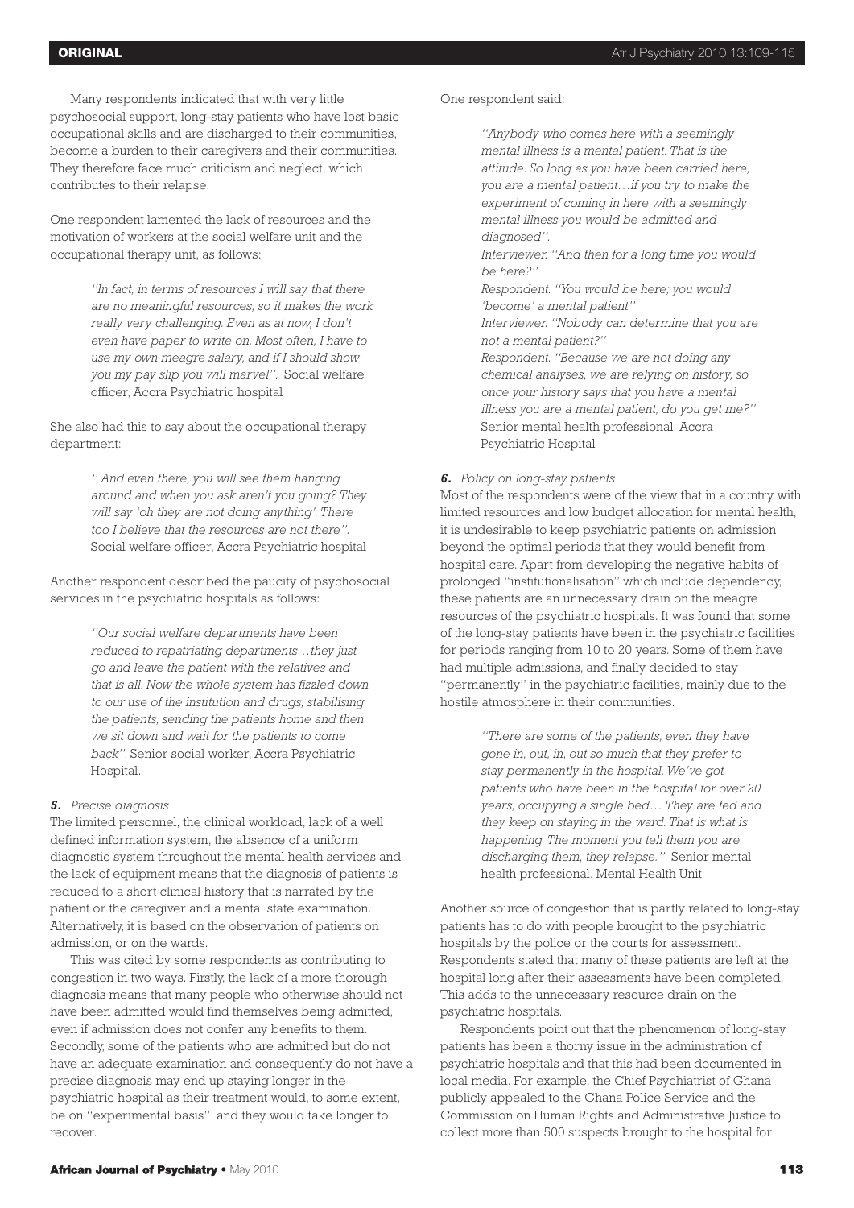Many respondents indicated that with very little psychosocial support, long-stay patients who have lost basic occupational skills and are discharged to their communities, become a burden to their caregivers and their communities. They therefore face much criticism and neglect, which contributes to their relapse.

One respondent lamented the lack of resources and the motivation of workers at the social welfare unit and the occupational therapy unit, as follows:

> *"In fact, in terms of resources I will say that there are no meaningful resources, so it makes the work really very challenging. Even as at now, I don't even have paper to write on. Most often, I have to use my own meagre salary, and if I should show you my pay slip you will marvel".* Social welfare officer, Accra Psychiatric hospital

She also had this to say about the occupational therapy department:

> *" And even there, you will see them hanging around and when you ask aren't you going? They will say 'oh they are not doing anything'. There too I believe that the resources are not there".* Social welfare officer, Accra Psychiatric hospital

Another respondent described the paucity of psychosocial services in the psychiatric hospitals as follows:

> *"Our social welfare departments have been reduced to repatriating departments…they just go and leave the patient with the relatives and that is all. Now the whole system has fizzled down to our use of the institution and drugs, stabilising the patients, sending the patients home and then we sit down and wait for the patients to come back".* Senior social worker, Accra Psychiatric Hospital.

### *5. Precise diagnosis*

The limited personnel, the clinical workload, lack of a well defined information system, the absence of a uniform diagnostic system throughout the mental health services and the lack of equipment means that the diagnosis of patients is reduced to a short clinical history that is narrated by the patient or the caregiver and a mental state examination. Alternatively, it is based on the observation of patients on admission, or on the wards.

This was cited by some respondents as contributing to congestion in two ways. Firstly, the lack of a more thorough diagnosis means that many people who otherwise should not have been admitted would find themselves being admitted, even if admission does not confer any benefits to them. Secondly, some of the patients who are admitted but do not have an adequate examination and consequently do not have a precise diagnosis may end up staying longer in the psychiatric hospital as their treatment would, to some extent, be on "experimental basis", and they would take longer to recover.

One respondent said:

> *"Anybody who comes here with a seemingly mental illness is a mental patient. That is the attitude. So long as you have been carried here, you are a mental patient…if you try to make the experiment of coming in here with a seemingly mental illness you would be admitted and diagnosed".*
>
> *Interviewer. "And then for a long time you would be here?"*
>
> *Respondent. "You would be here; you would 'become' a mental patient"*
>
> *Interviewer. "Nobody can determine that you are not a mental patient?"*
>
> *Respondent. "Because we are not doing any chemical analyses, we are relying on history, so once your history says that you have a mental illness you are a mental patient, do you get me?"* Senior mental health professional, Accra Psychiatric Hospital

### *6. Policy on long-stay patients*

Most of the respondents were of the view that in a country with limited resources and low budget allocation for mental health, it is undesirable to keep psychiatric patients on admission beyond the optimal periods that they would benefit from hospital care. Apart from developing the negative habits of prolonged "institutionalisation" which include dependency, these patients are an unnecessary drain on the meagre resources of the psychiatric hospitals. It was found that some of the long-stay patients have been in the psychiatric facilities for periods ranging from 10 to 20 years. Some of them have had multiple admissions, and finally decided to stay "permanently" in the psychiatric facilities, mainly due to the hostile atmosphere in their communities.

> *"There are some of the patients, even they have gone in, out, in, out so much that they prefer to stay permanently in the hospital. We've got patients who have been in the hospital for over 20 years, occupying a single bed… They are fed and they keep on staying in the ward. That is what is happening. The moment you tell them you are discharging them, they relapse."* Senior mental health professional, Mental Health Unit

Another source of congestion that is partly related to long-stay patients has to do with people brought to the psychiatric hospitals by the police or the courts for assessment. Respondents stated that many of these patients are left at the hospital long after their assessments have been completed. This adds to the unnecessary resource drain on the psychiatric hospitals.

Respondents point out that the phenomenon of long-stay patients has been a thorny issue in the administration of psychiatric hospitals and that this had been documented in local media. For example, the Chief Psychiatrist of Ghana publicly appealed to the Ghana Police Service and the Commission on Human Rights and Administrative Justice to collect more than 500 suspects brought to the hospital for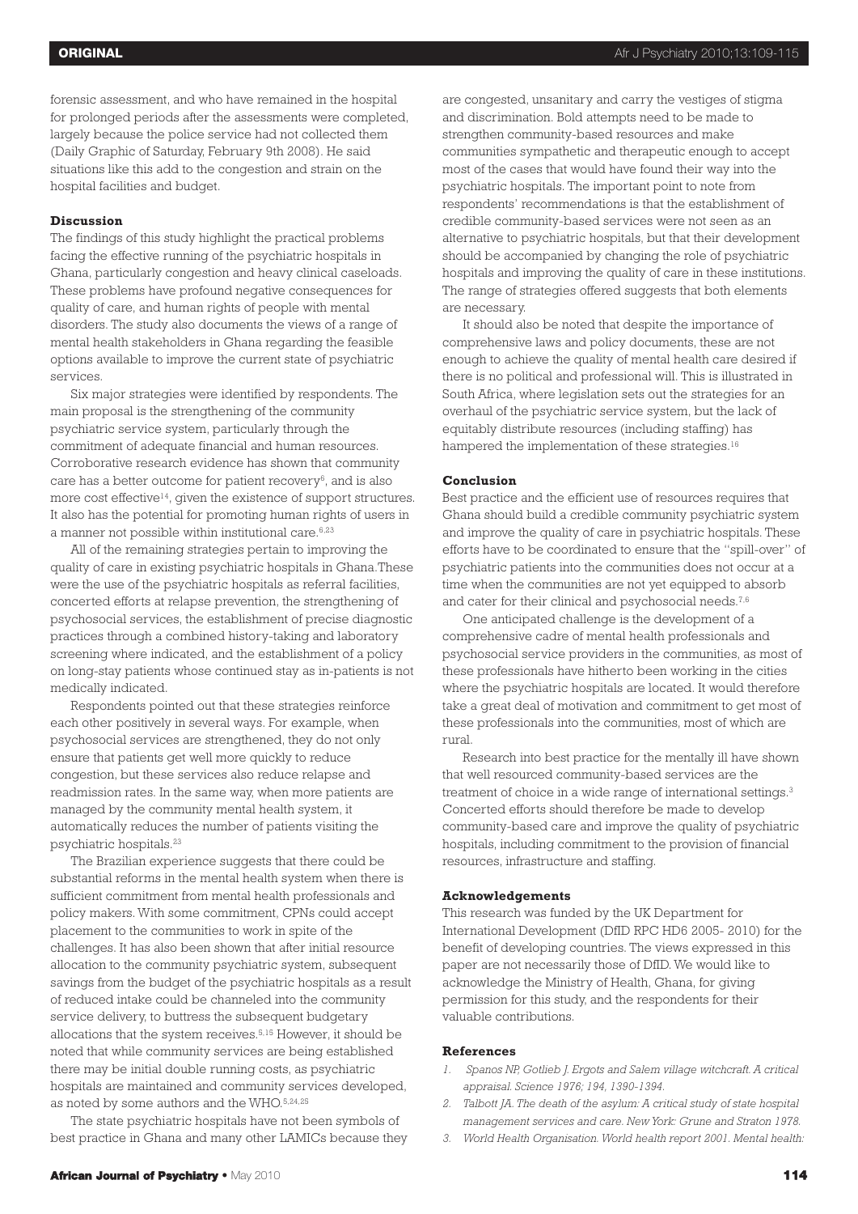forensic assessment, and who have remained in the hospital for prolonged periods after the assessments were completed, largely because the police service had not collected them (Daily Graphic of Saturday, February 9th 2008). He said situations like this add to the congestion and strain on the hospital facilities and budget.

### Discussion

The findings of this study highlight the practical problems facing the effective running of the psychiatric hospitals in Ghana, particularly congestion and heavy clinical caseloads. These problems have profound negative consequences for quality of care, and human rights of people with mental disorders. The study also documents the views of a range of mental health stakeholders in Ghana regarding the feasible options available to improve the current state of psychiatric services.

Six major strategies were identified by respondents. The main proposal is the strengthening of the community psychiatric service system, particularly through the commitment of adequate financial and human resources. Corroborative research evidence has shown that community care has a better outcome for patient recovery[6], and is also more cost effective[14], given the existence of support structures. It also has the potential for promoting human rights of users in a manner not possible within institutional care.[6,23]

All of the remaining strategies pertain to improving the quality of care in existing psychiatric hospitals in Ghana.These were the use of the psychiatric hospitals as referral facilities, concerted efforts at relapse prevention, the strengthening of psychosocial services, the establishment of precise diagnostic practices through a combined history-taking and laboratory screening where indicated, and the establishment of a policy on long-stay patients whose continued stay as in-patients is not medically indicated.

Respondents pointed out that these strategies reinforce each other positively in several ways. For example, when psychosocial services are strengthened, they do not only ensure that patients get well more quickly to reduce congestion, but these services also reduce relapse and readmission rates. In the same way, when more patients are managed by the community mental health system, it automatically reduces the number of patients visiting the psychiatric hospitals.[23]

The Brazilian experience suggests that there could be substantial reforms in the mental health system when there is sufficient commitment from mental health professionals and policy makers. With some commitment, CPNs could accept placement to the communities to work in spite of the challenges. It has also been shown that after initial resource allocation to the community psychiatric system, subsequent savings from the budget of the psychiatric hospitals as a result of reduced intake could be channeled into the community service delivery, to buttress the subsequent budgetary allocations that the system receives.[5,15] However, it should be noted that while community services are being established there may be initial double running costs, as psychiatric hospitals are maintained and community services developed, as noted by some authors and the WHO.[5,24,25]

The state psychiatric hospitals have not been symbols of best practice in Ghana and many other LAMICs because they are congested, unsanitary and carry the vestiges of stigma and discrimination. Bold attempts need to be made to strengthen community-based resources and make communities sympathetic and therapeutic enough to accept most of the cases that would have found their way into the psychiatric hospitals. The important point to note from respondents' recommendations is that the establishment of credible community-based services were not seen as an alternative to psychiatric hospitals, but that their development should be accompanied by changing the role of psychiatric hospitals and improving the quality of care in these institutions. The range of strategies offered suggests that both elements are necessary.

It should also be noted that despite the importance of comprehensive laws and policy documents, these are not enough to achieve the quality of mental health care desired if there is no political and professional will. This is illustrated in South Africa, where legislation sets out the strategies for an overhaul of the psychiatric service system, but the lack of equitably distribute resources (including staffing) has hampered the implementation of these strategies.[16]

### Conclusion

Best practice and the efficient use of resources requires that Ghana should build a credible community psychiatric system and improve the quality of care in psychiatric hospitals. These efforts have to be coordinated to ensure that the "spill-over" of psychiatric patients into the communities does not occur at a time when the communities are not yet equipped to absorb and cater for their clinical and psychosocial needs.[7,6]

One anticipated challenge is the development of a comprehensive cadre of mental health professionals and psychosocial service providers in the communities, as most of these professionals have hitherto been working in the cities where the psychiatric hospitals are located. It would therefore take a great deal of motivation and commitment to get most of these professionals into the communities, most of which are rural.

Research into best practice for the mentally ill have shown that well resourced community-based services are the treatment of choice in a wide range of international settings.[3] Concerted efforts should therefore be made to develop community-based care and improve the quality of psychiatric hospitals, including commitment to the provision of financial resources, infrastructure and staffing.

### Acknowledgements

This research was funded by the UK Department for International Development (DfID RPC HD6 2005- 2010) for the benefit of developing countries. The views expressed in this paper are not necessarily those of DfID. We would like to acknowledge the Ministry of Health, Ghana, for giving permission for this study, and the respondents for their valuable contributions.

### References

1. *Spanos NP, Gotlieb J. Ergots and Salem village witchcraft. A critical appraisal. Science 1976; 194, 1390-1394.*
2. *Talbott JA. The death of the asylum: A critical study of state hospital management services and care. New York: Grune and Straton 1978.*
3. *World Health Organisation. World health report 2001. Mental health:*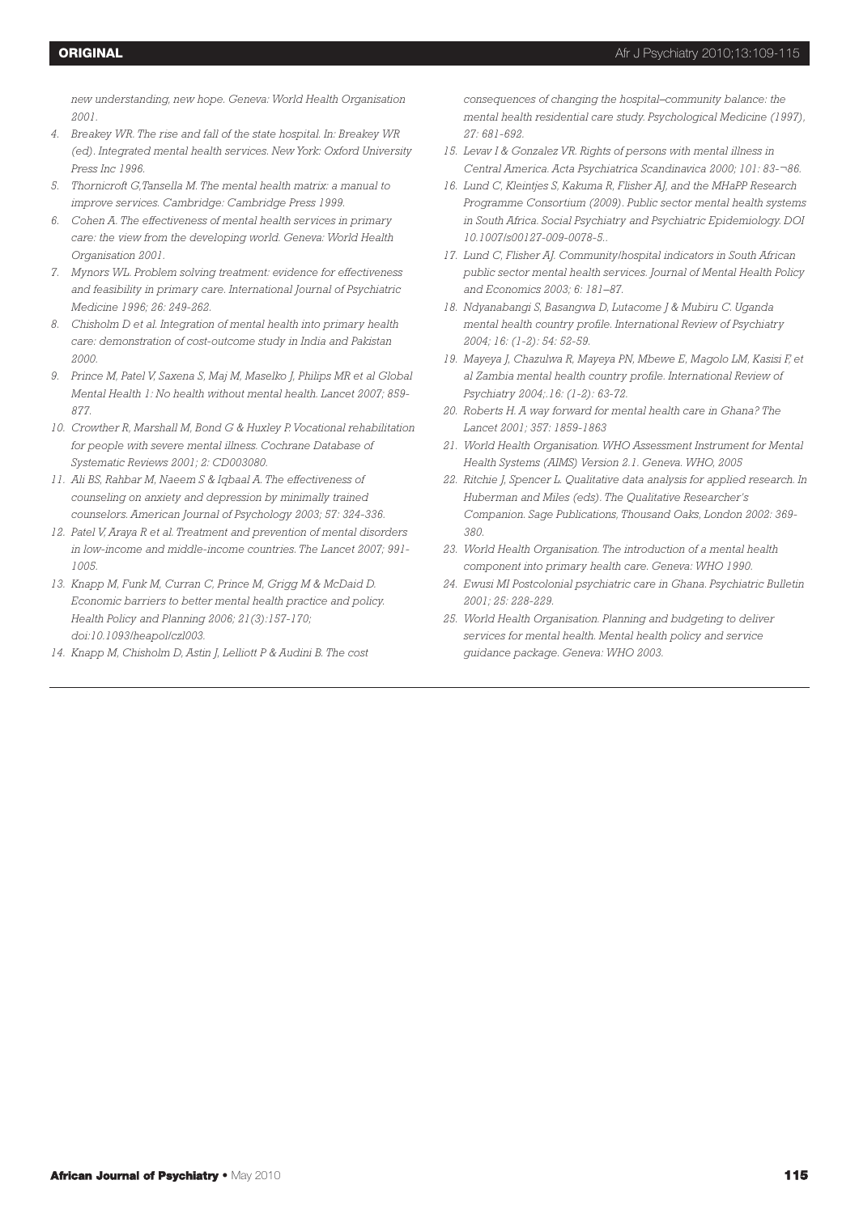new understanding, new hope. Geneva: World Health Organisation 2001.

4. Breakey WR. The rise and fall of the state hospital. In: Breakey WR (ed). Integrated mental health services. New York: Oxford University Press Inc 1996.
5. Thornicroft G,Tansella M. The mental health matrix: a manual to improve services. Cambridge: Cambridge Press 1999.
6. Cohen A. The effectiveness of mental health services in primary care: the view from the developing world. Geneva: World Health Organisation 2001.
7. Mynors WL. Problem solving treatment: evidence for effectiveness and feasibility in primary care. International Journal of Psychiatric Medicine 1996; 26: 249-262.
8. Chisholm D et al. Integration of mental health into primary health care: demonstration of cost-outcome study in India and Pakistan 2000.
9. Prince M, Patel V, Saxena S, Maj M, Maselko J, Philips MR et al Global Mental Health 1: No health without mental health. Lancet 2007; 859-877.
10. Crowther R, Marshall M, Bond G & Huxley P. Vocational rehabilitation for people with severe mental illness. Cochrane Database of Systematic Reviews 2001; 2: CD003080.
11. Ali BS, Rahbar M, Naeem S & Iqbaal A. The effectiveness of counseling on anxiety and depression by minimally trained counselors. American Journal of Psychology 2003; 57: 324-336.
12. Patel V, Araya R et al. Treatment and prevention of mental disorders in low-income and middle-income countries. The Lancet 2007; 991-1005.
13. Knapp M, Funk M, Curran C, Prince M, Grigg M & McDaid D. Economic barriers to better mental health practice and policy. Health Policy and Planning 2006; 21(3):157-170; doi:10.1093/heapol/czl003.
14. Knapp M, Chisholm D, Astin J, Lelliott P & Audini B. The cost consequences of changing the hospital–community balance: the mental health residential care study. Psychological Medicine (1997), 27: 681-692.
15. Levav I & Gonzalez VR. Rights of persons with mental illness in Central America. Acta Psychiatrica Scandinavica 2000; 101: 83-¬86.
16. Lund C, Kleintjes S, Kakuma R, Flisher AJ, and the MHaPP Research Programme Consortium (2009). Public sector mental health systems in South Africa. Social Psychiatry and Psychiatric Epidemiology. DOI 10.1007/s00127-009-0078-5..
17. Lund C, Flisher AJ. Community/hospital indicators in South African public sector mental health services. Journal of Mental Health Policy and Economics 2003; 6: 181–87.
18. Ndyanabangi S, Basangwa D, Lutacome J & Mubiru C. Uganda mental health country profile. International Review of Psychiatry 2004; 16: (1-2): 54: 52-59.
19. Mayeya J, Chazulwa R, Mayeya PN, Mbewe E, Magolo LM, Kasisi F, et al Zambia mental health country profile. International Review of Psychiatry 2004;.16: (1-2): 63-72.
20. Roberts H. A way forward for mental health care in Ghana? The Lancet 2001; 357: 1859-1863
21. World Health Organisation. WHO Assessment Instrument for Mental Health Systems (AIMS) Version 2.1. Geneva. WHO, 2005
22. Ritchie J, Spencer L. Qualitative data analysis for applied research. In Huberman and Miles (eds). The Qualitative Researcher's Companion. Sage Publications, Thousand Oaks, London 2002: 369-380.
23. World Health Organisation. The introduction of a mental health component into primary health care. Geneva: WHO 1990.
24. Ewusi MI Postcolonial psychiatric care in Ghana. Psychiatric Bulletin 2001; 25: 228-229.
25. World Health Organisation. Planning and budgeting to deliver services for mental health. Mental health policy and service guidance package. Geneva: WHO 2003.